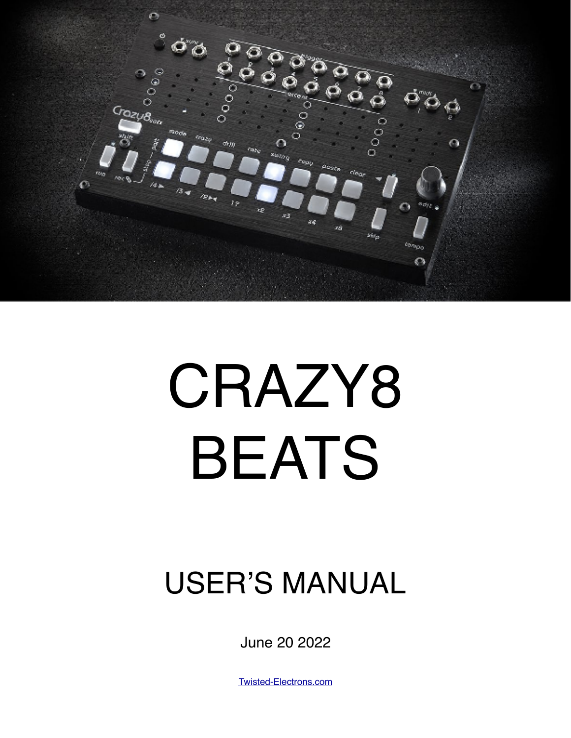# CRAZY8 BEATS

## USER'S MANUAL

June 20 2022

[Twisted-Electrons.com](Twisted-Electrons.com)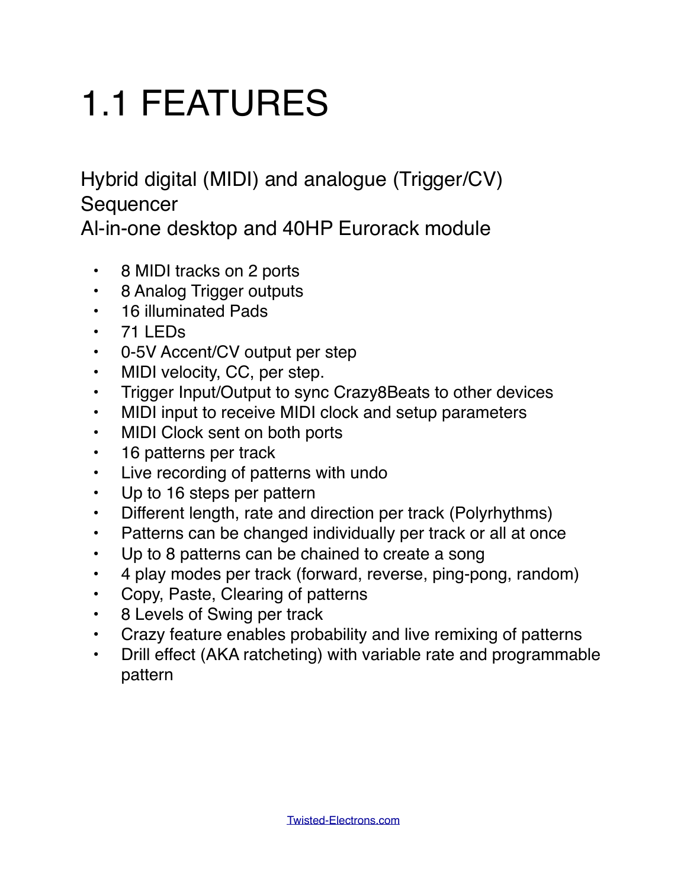# 1.1 FEATURES

Hybrid digital (MIDI) and analogue (Trigger/CV) Sequencer
Al-in-one desktop and 40HP Eurorack module

- 8 MIDI tracks on 2 ports
- 8 Analog Trigger outputs
- 16 illuminated Pads
- 71 LEDs
- 0-5V Accent/CV output per step
- MIDI velocity, CC, per step.
- Trigger Input/Output to sync Crazy8Beats to other devices
- MIDI input to receive MIDI clock and setup parameters
- MIDI Clock sent on both ports
- 16 patterns per track
- Live recording of patterns with undo
- Up to 16 steps per pattern
- Different length, rate and direction per track (Polyrhythms)
- Patterns can be changed individually per track or all at once
- Up to 8 patterns can be chained to create a song
- 4 play modes per track (forward, reverse, ping-pong, random)
- Copy, Paste, Clearing of patterns
- 8 Levels of Swing per track
- Crazy feature enables probability and live remixing of patterns
- Drill effect (AKA ratcheting) with variable rate and programmable pattern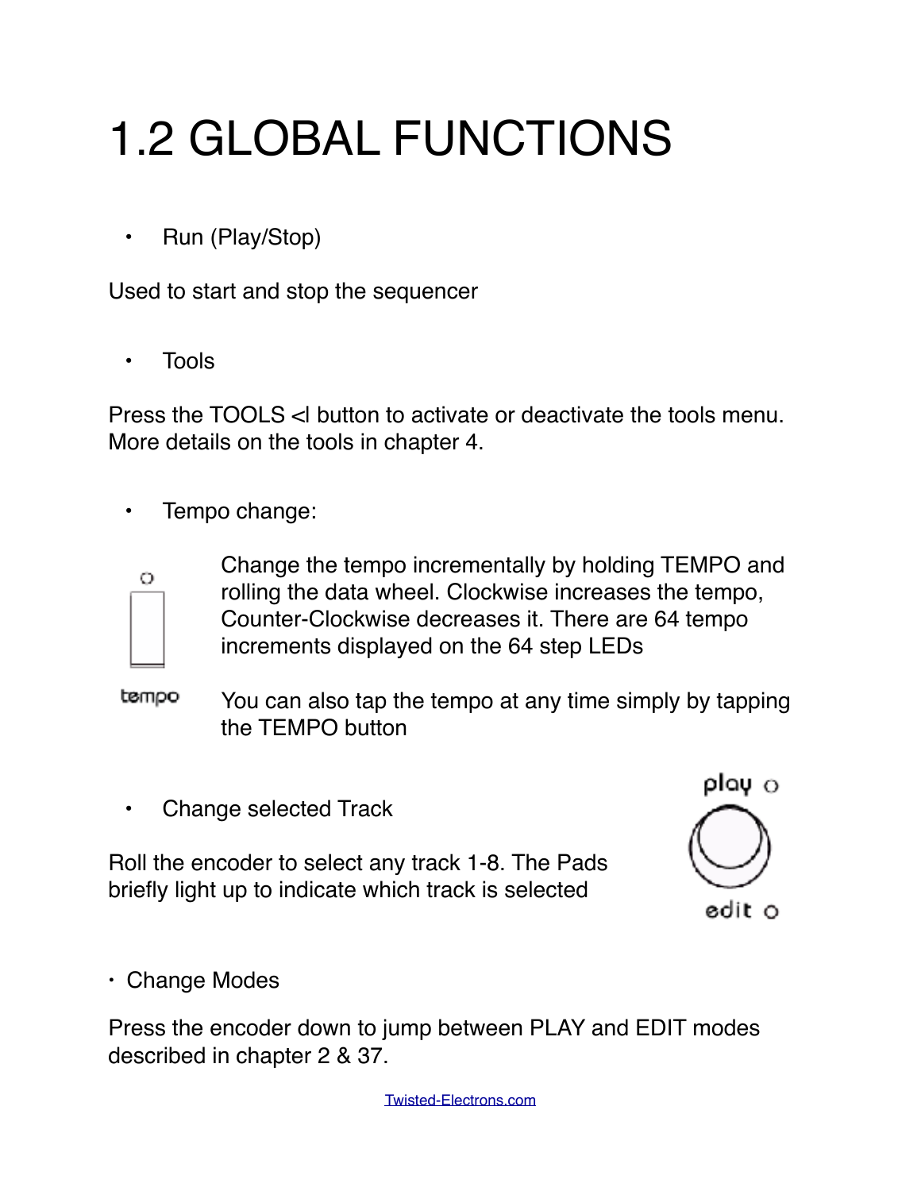# 1.2 GLOBAL FUNCTIONS

- Run (Play/Stop)

Used to start and stop the sequencer

- Tools

Press the TOOLS <l button to activate or deactivate the tools menu. More details on the tools in chapter 4.

- Tempo change:

Change the tempo incrementally by holding TEMPO and rolling the data wheel. Clockwise increases the tempo, Counter-Clockwise decreases it. There are 64 tempo increments displayed on the 64 step LEDs

You can also tap the tempo at any time simply by tapping the TEMPO button

- Change selected Track

Roll the encoder to select any track 1-8. The Pads briefly light up to indicate which track is selected

- Change Modes

Press the encoder down to jump between PLAY and EDIT modes described in chapter 2 & 37.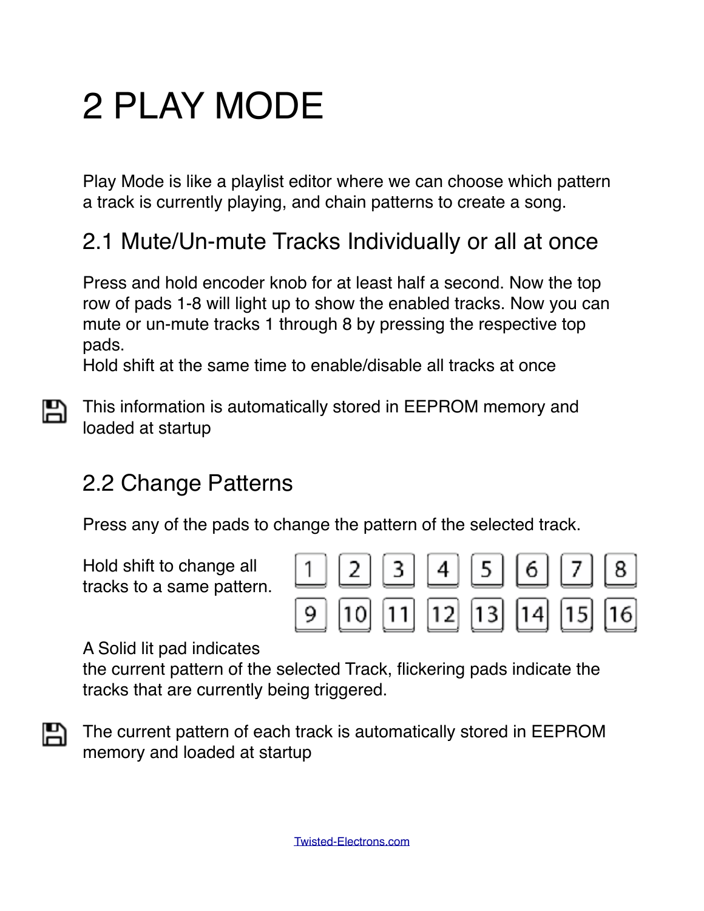# 2 PLAY MODE

Play Mode is like a playlist editor where we can choose which pattern a track is currently playing, and chain patterns to create a song.

## 2.1 Mute/Un-mute Tracks Individually or all at once

Press and hold encoder knob for at least half a second. Now the top row of pads 1-8 will light up to show the enabled tracks. Now you can mute or un-mute tracks 1 through 8 by pressing the respective top pads.
Hold shift at the same time to enable/disable all tracks at once

This information is automatically stored in EEPROM memory and loaded at startup

## 2.2 Change Patterns

Press any of the pads to change the pattern of the selected track.

Hold shift to change all tracks to a same pattern.

| 1 | 2 | 3 | 4 | 5 | 6 | 7 | 8 |
|---|---|---|---|---|---|---|---|
| 9 | 10 | 11 | 12 | 13 | 14 | 15 | 16 |

A Solid lit pad indicates the current pattern of the selected Track, flickering pads indicate the tracks that are currently being triggered.

The current pattern of each track is automatically stored in EEPROM memory and loaded at startup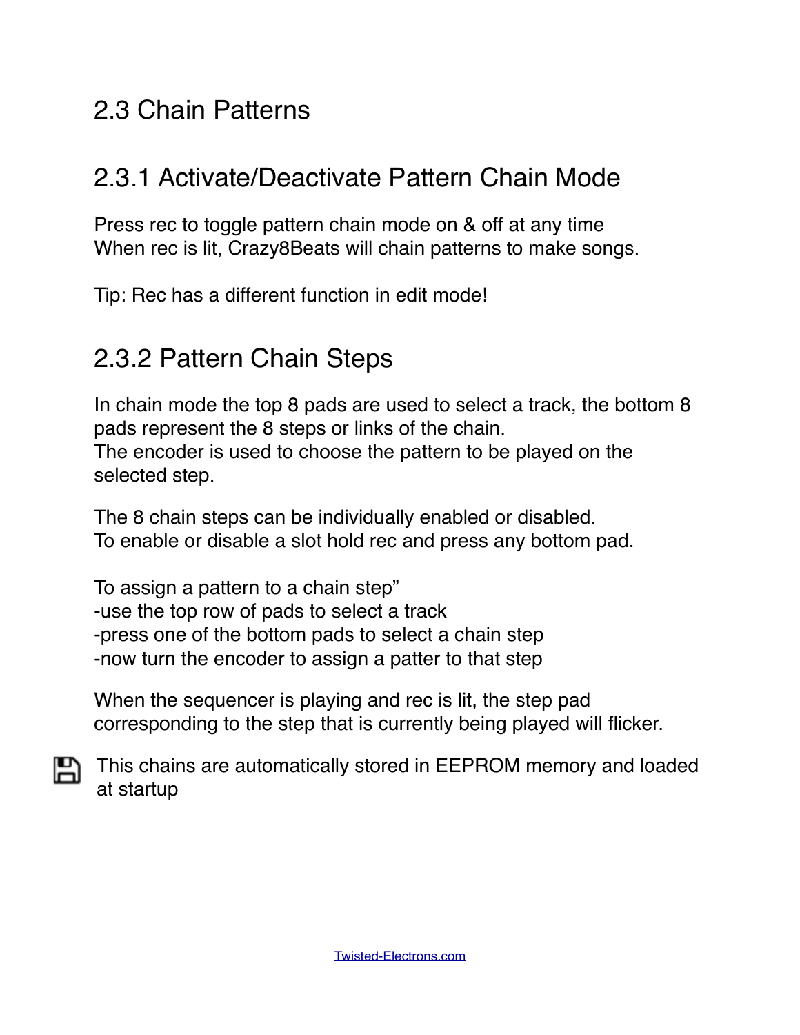# 2.3 Chain Patterns

## 2.3.1 Activate/Deactivate Pattern Chain Mode

Press rec to toggle pattern chain mode on & off at any time
When rec is lit, Crazy8Beats will chain patterns to make songs.

Tip: Rec has a different function in edit mode!

## 2.3.2 Pattern Chain Steps

In chain mode the top 8 pads are used to select a track, the bottom 8 pads represent the 8 steps or links of the chain.
The encoder is used to choose the pattern to be played on the selected step.

The 8 chain steps can be individually enabled or disabled.
To enable or disable a slot hold rec and press any bottom pad.

To assign a pattern to a chain step"
-use the top row of pads to select a track
-press one of the bottom pads to select a chain step
-now turn the encoder to assign a patter to that step

When the sequencer is playing and rec is lit, the step pad corresponding to the step that is currently being played will flicker.

This chains are automatically stored in EEPROM memory and loaded at startup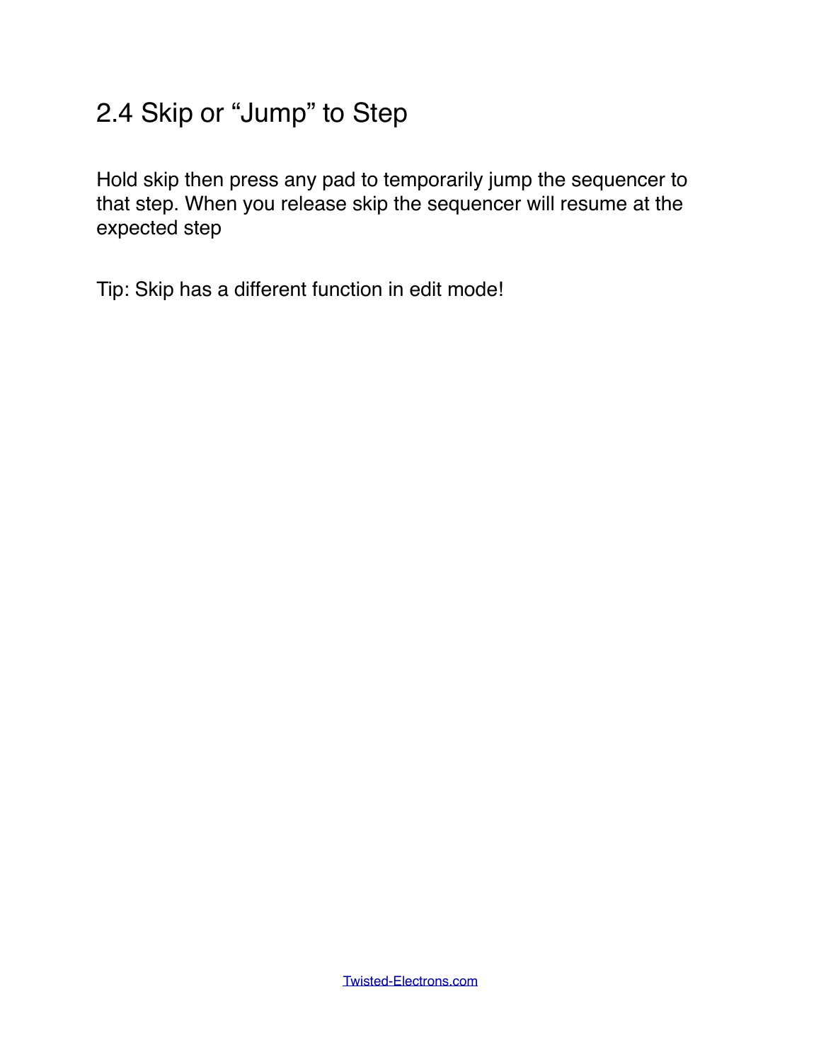## 2.4 Skip or “Jump” to Step

Hold skip then press any pad to temporarily jump the sequencer to that step. When you release skip the sequencer will resume at the expected step

Tip: Skip has a different function in edit mode!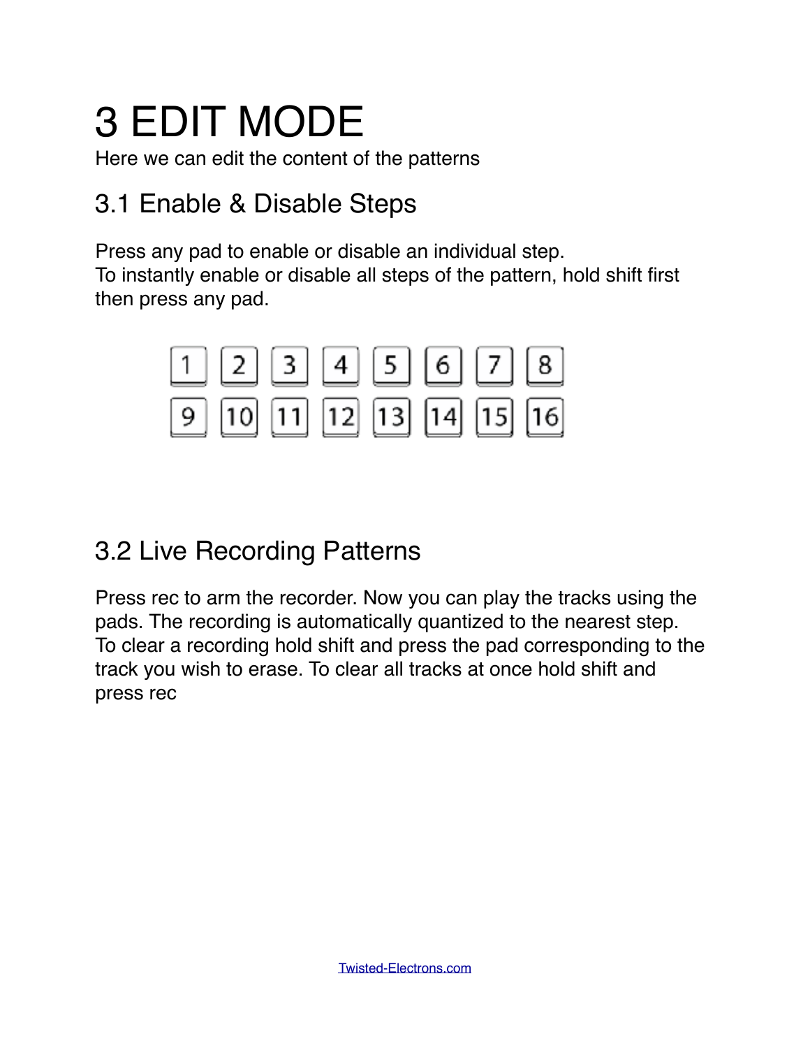# 3 EDIT MODE

Here we can edit the content of the patterns

## 3.1 Enable & Disable Steps

Press any pad to enable or disable an individual step.
To instantly enable or disable all steps of the pattern, hold shift first then press any pad.

| 1 | 2 | 3 | 4 | 5 | 6 | 7 | 8 |
|---|---|---|---|---|---|---|---|
| 9 | 10 | 11 | 12 | 13 | 14 | 15 | 16 |

## 3.2 Live Recording Patterns

Press rec to arm the recorder. Now you can play the tracks using the pads. The recording is automatically quantized to the nearest step. To clear a recording hold shift and press the pad corresponding to the track you wish to erase. To clear all tracks at once hold shift and press rec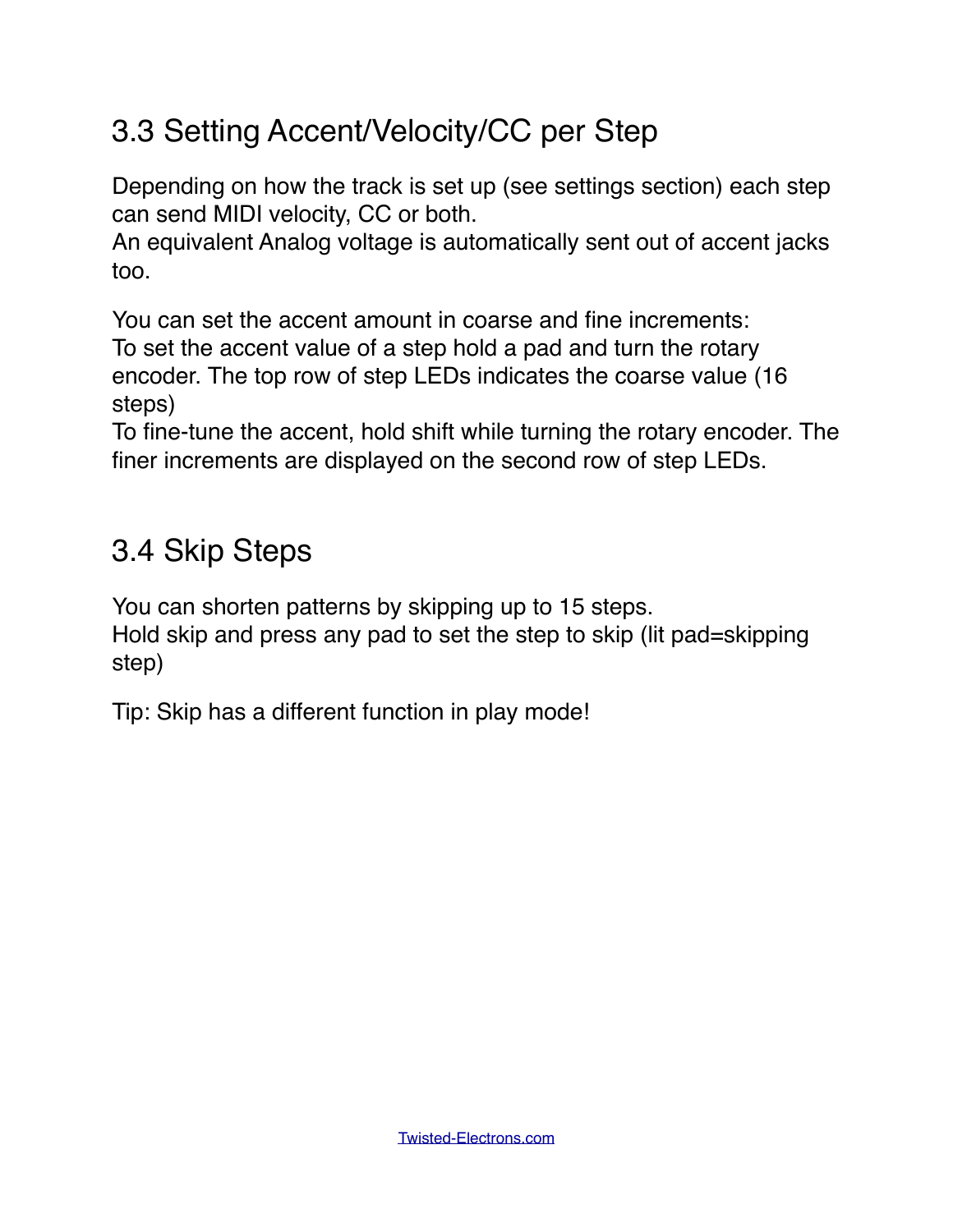## 3.3 Setting Accent/Velocity/CC per Step

Depending on how the track is set up (see settings section) each step can send MIDI velocity, CC or both.
An equivalent Analog voltage is automatically sent out of accent jacks too.

You can set the accent amount in coarse and fine increments:
To set the accent value of a step hold a pad and turn the rotary encoder. The top row of step LEDs indicates the coarse value (16 steps)
To fine-tune the accent, hold shift while turning the rotary encoder. The finer increments are displayed on the second row of step LEDs.

## 3.4 Skip Steps

You can shorten patterns by skipping up to 15 steps.
Hold skip and press any pad to set the step to skip (lit pad=skipping step)

Tip: Skip has a different function in play mode!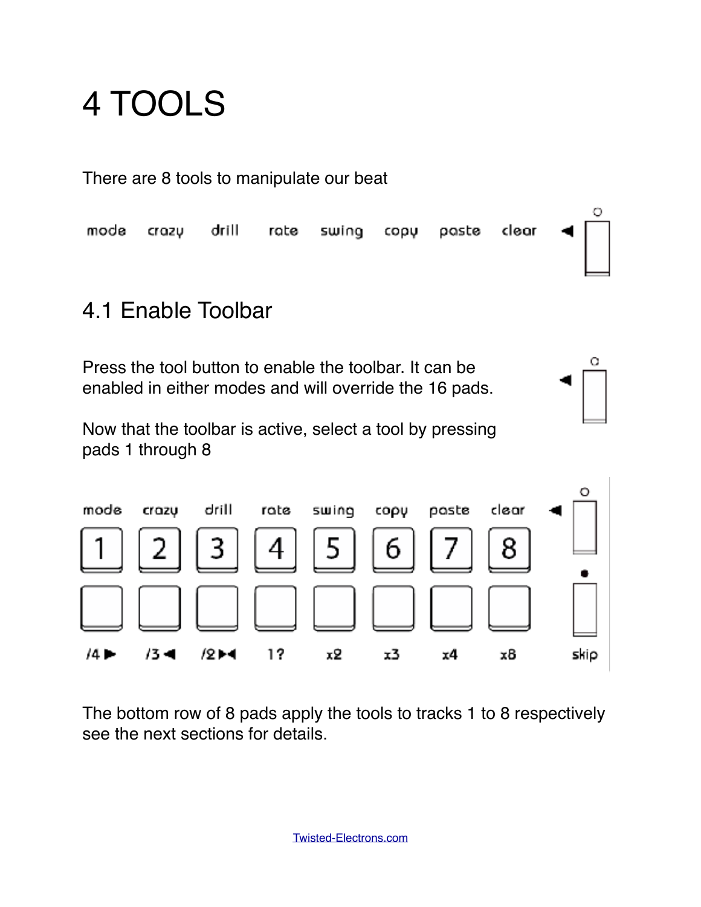# 4 TOOLS

There are 8 tools to manipulate our beat

mode crazy drill rate swing copy paste clear

## 4.1 Enable Toolbar

Press the tool button to enable the toolbar. It can be enabled in either modes and will override the 16 pads.

Now that the toolbar is active, select a tool by pressing pads 1 through 8

| mode | crazy | drill | rate | swing | copy | paste | clear |
|---|---|---|---|---|---|---|---|
| 1 | 2 | 3 | 4 | 5 | 6 | 7 | 8 |
| /4 ▶ | /3 ◀ | /2 ▶◀ | 1? | x2 | x3 | x4 | x8 |

skip

The bottom row of 8 pads apply the tools to tracks 1 to 8 respectively see the next sections for details.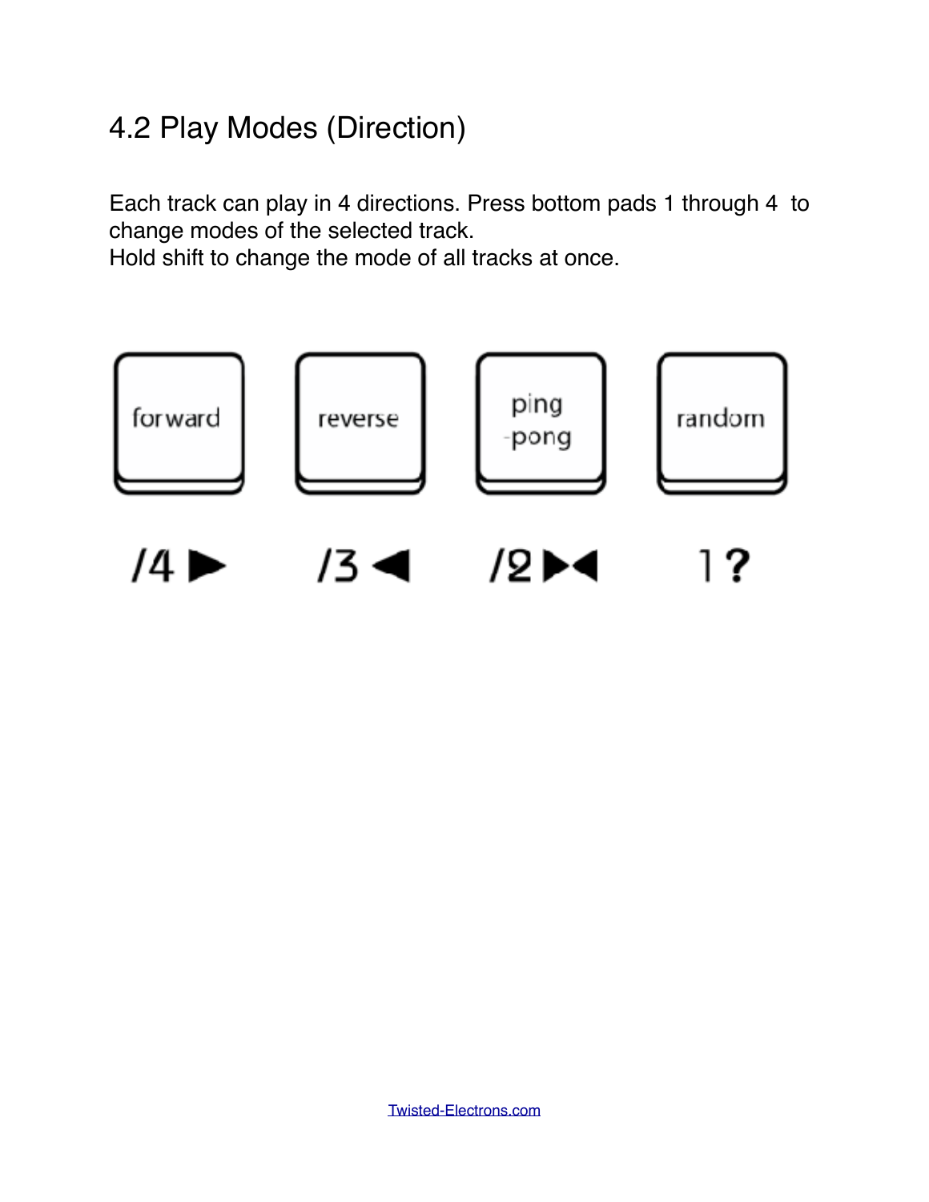## 4.2 Play Modes (Direction)

Each track can play in 4 directions. Press bottom pads 1 through 4 to change modes of the selected track.
Hold shift to change the mode of all tracks at once.

| forward | reverse | ping-pong | random |
| --- | --- | --- | --- |
| /4 ▶ | /3 ◀ | /2 ▶◀ | 1 ? |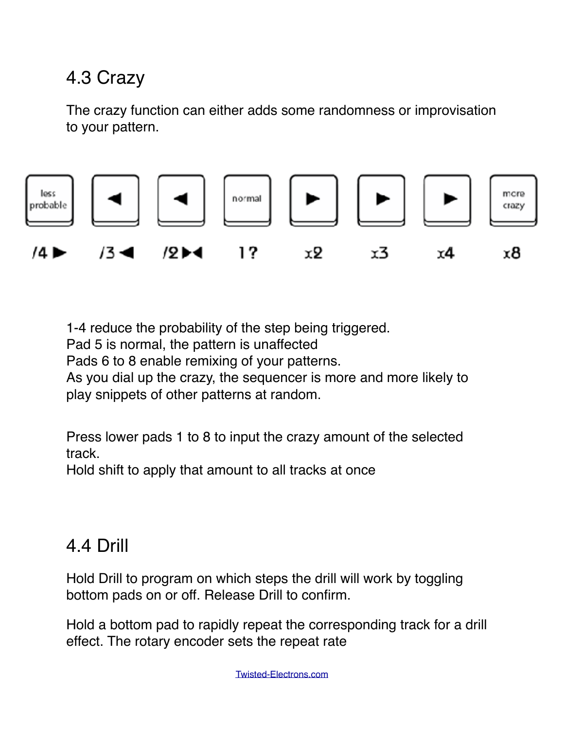## 4.3 Crazy

The crazy function can either adds some randomness or improvisation to your pattern.

| less probable | ◀ | ◀ | normal | ▶ | ▶ | ▶ | more crazy |
|---|---|---|---|---|---|---|---|
| /4 ▶ | /3 ◀ | /2 ▶◀ | 1? | x2 | x3 | x4 | x8 |

1-4 reduce the probability of the step being triggered.
Pad 5 is normal, the pattern is unaffected
Pads 6 to 8 enable remixing of your patterns.
As you dial up the crazy, the sequencer is more and more likely to play snippets of other patterns at random.

Press lower pads 1 to 8 to input the crazy amount of the selected track.
Hold shift to apply that amount to all tracks at once

## 4.4 Drill

Hold Drill to program on which steps the drill will work by toggling bottom pads on or off. Release Drill to confirm.

Hold a bottom pad to rapidly repeat the corresponding track for a drill effect. The rotary encoder sets the repeat rate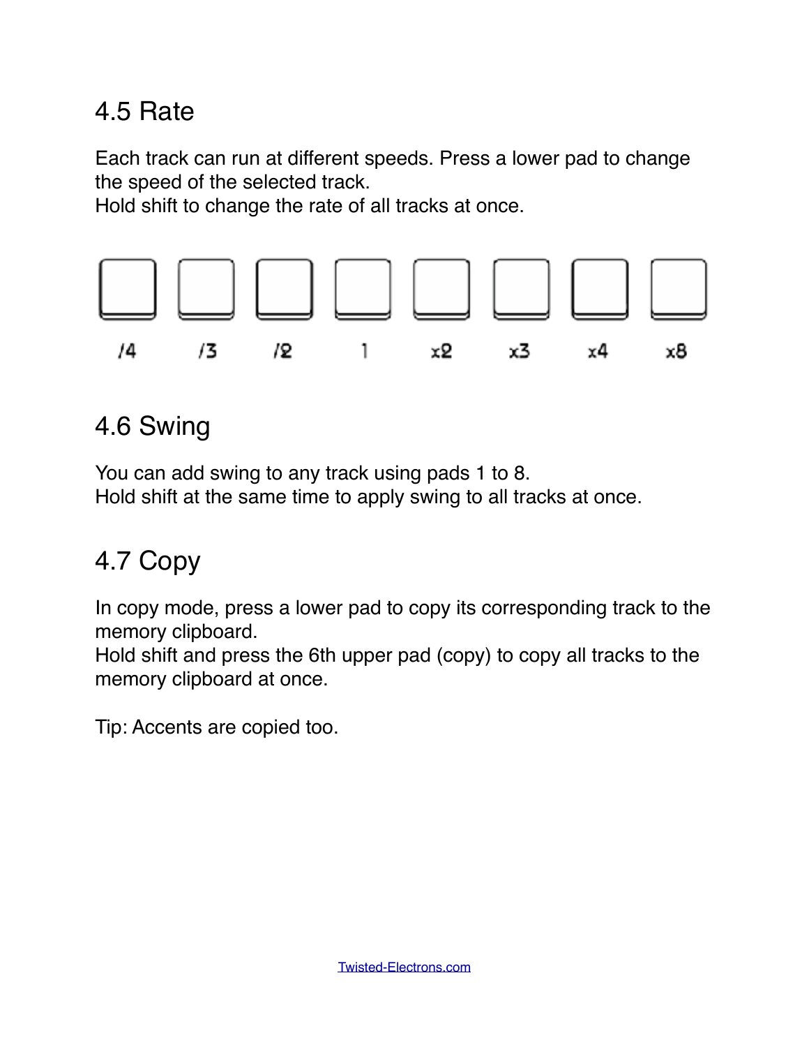## 4.5 Rate

Each track can run at different speeds. Press a lower pad to change the speed of the selected track.
Hold shift to change the rate of all tracks at once.

| /4 | /3 | /2 | 1 | x2 | x3 | x4 | x8 |
|---|---|---|---|---|---|---|---|

## 4.6 Swing

You can add swing to any track using pads 1 to 8.
Hold shift at the same time to apply swing to all tracks at once.

## 4.7 Copy

In copy mode, press a lower pad to copy its corresponding track to the memory clipboard.
Hold shift and press the 6th upper pad (copy) to copy all tracks to the memory clipboard at once.

Tip: Accents are copied too.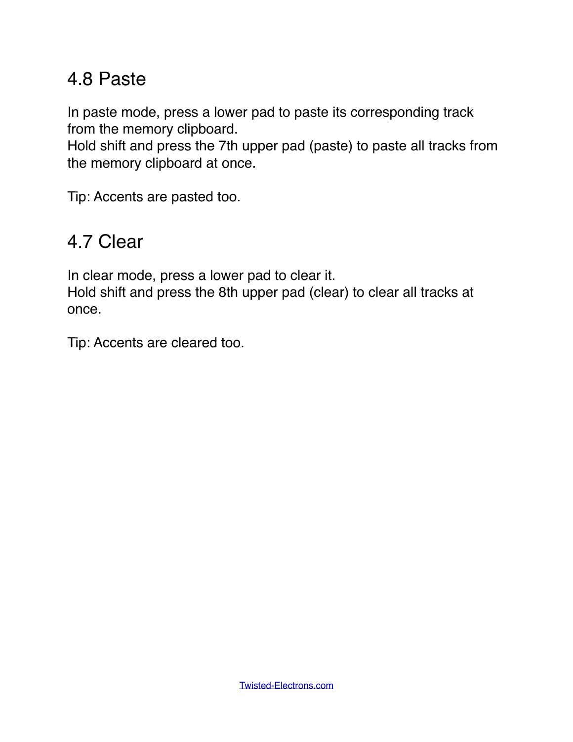## 4.8 Paste

In paste mode, press a lower pad to paste its corresponding track from the memory clipboard.
Hold shift and press the 7th upper pad (paste) to paste all tracks from the memory clipboard at once.

Tip: Accents are pasted too.

## 4.7 Clear

In clear mode, press a lower pad to clear it.
Hold shift and press the 8th upper pad (clear) to clear all tracks at once.

Tip: Accents are cleared too.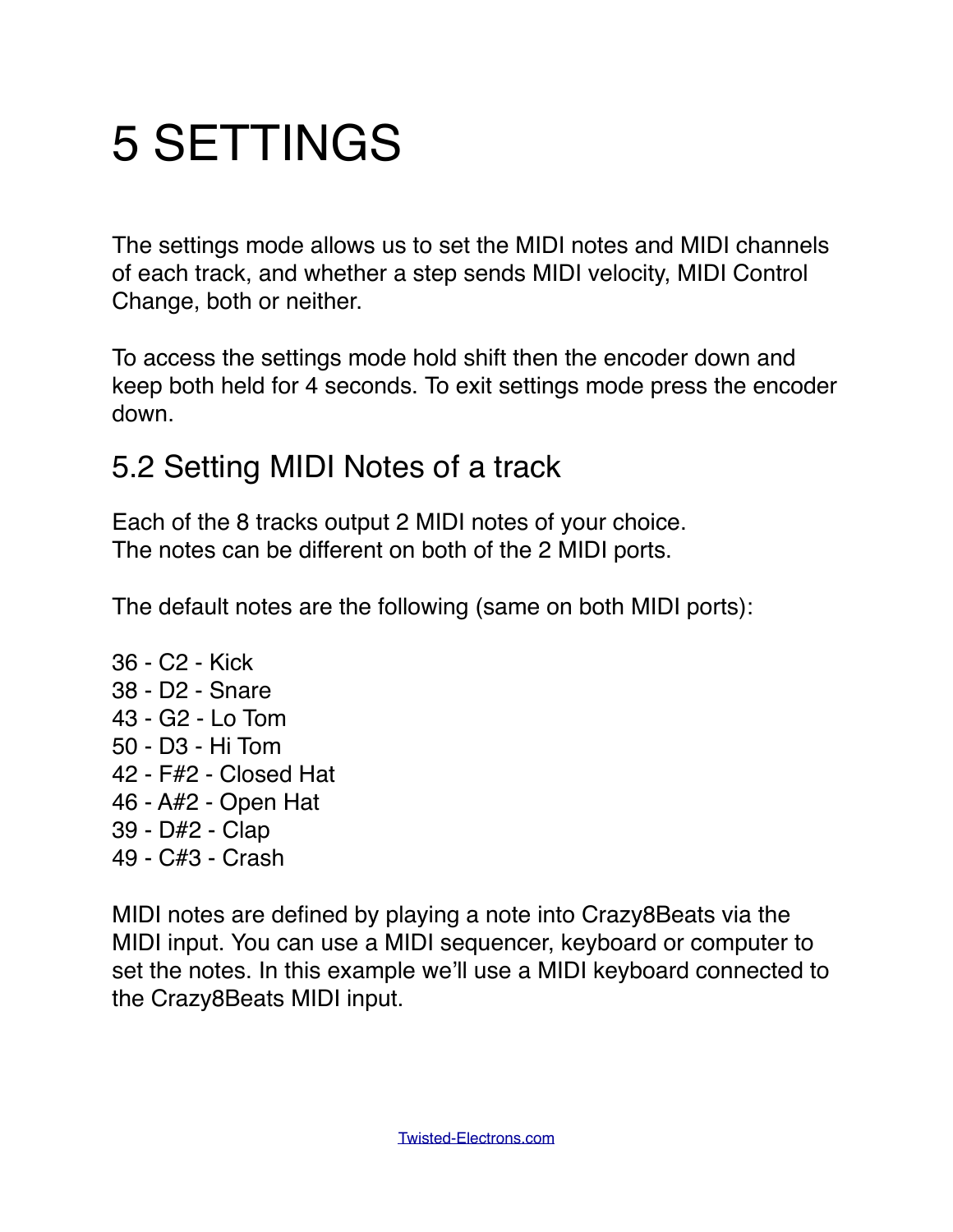# 5 SETTINGS

The settings mode allows us to set the MIDI notes and MIDI channels of each track, and whether a step sends MIDI velocity, MIDI Control Change, both or neither.

To access the settings mode hold shift then the encoder down and keep both held for 4 seconds. To exit settings mode press the encoder down.

## 5.2 Setting MIDI Notes of a track

Each of the 8 tracks output 2 MIDI notes of your choice.
The notes can be different on both of the 2 MIDI ports.

The default notes are the following (same on both MIDI ports):

36 - C2 - Kick
38 - D2 - Snare
43 - G2 - Lo Tom
50 - D3 - Hi Tom
42 - F#2 - Closed Hat
46 - A#2 - Open Hat
39 - D#2 - Clap
49 - C#3 - Crash

MIDI notes are defined by playing a note into Crazy8Beats via the MIDI input. You can use a MIDI sequencer, keyboard or computer to set the notes. In this example we'll use a MIDI keyboard connected to the Crazy8Beats MIDI input.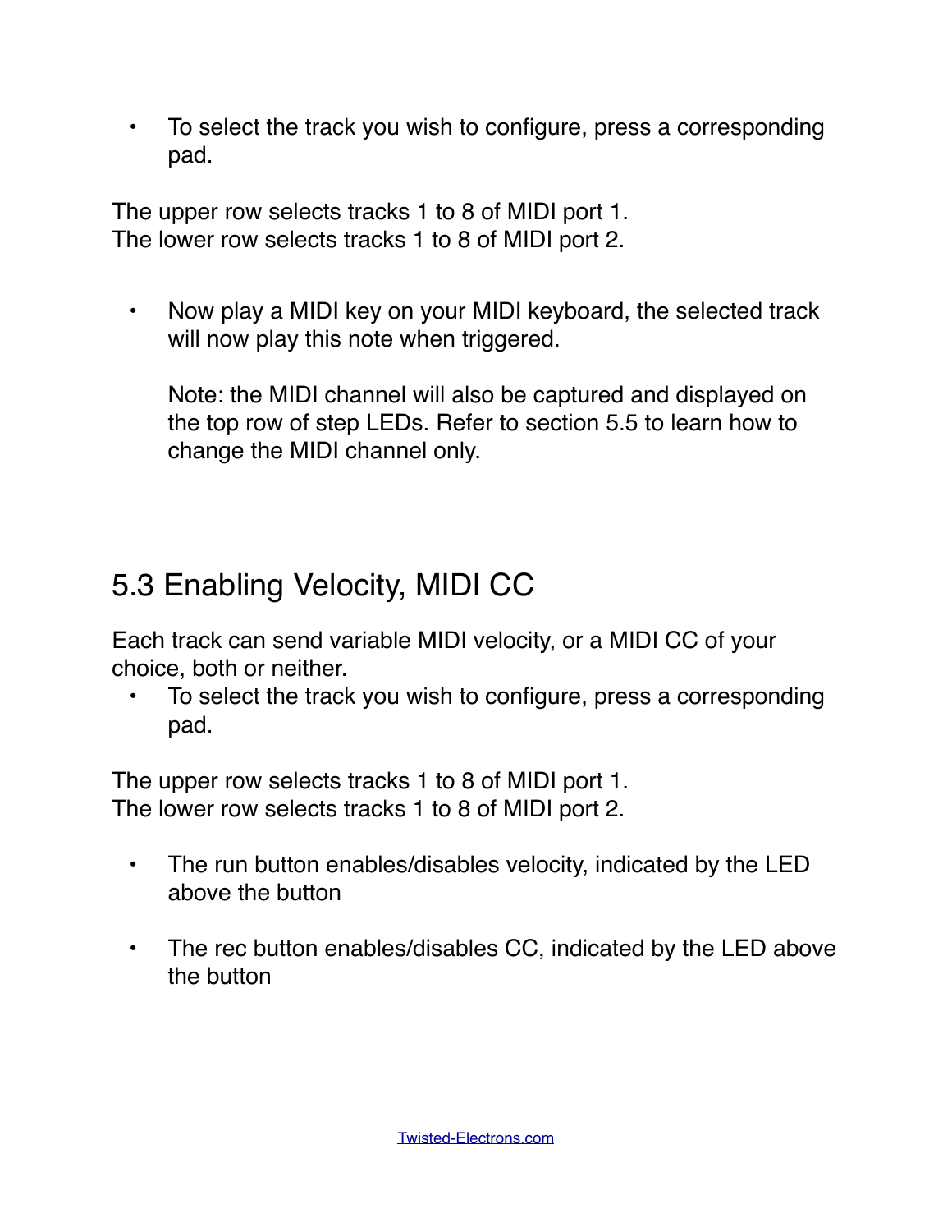- To select the track you wish to configure, press a corresponding pad.

The upper row selects tracks 1 to 8 of MIDI port 1.
The lower row selects tracks 1 to 8 of MIDI port 2.

- Now play a MIDI key on your MIDI keyboard, the selected track will now play this note when triggered.

  Note: the MIDI channel will also be captured and displayed on the top row of step LEDs. Refer to section 5.5 to learn how to change the MIDI channel only.

## 5.3 Enabling Velocity, MIDI CC

Each track can send variable MIDI velocity, or a MIDI CC of your choice, both or neither.

- To select the track you wish to configure, press a corresponding pad.

The upper row selects tracks 1 to 8 of MIDI port 1.
The lower row selects tracks 1 to 8 of MIDI port 2.

- The run button enables/disables velocity, indicated by the LED above the button

- The rec button enables/disables CC, indicated by the LED above the button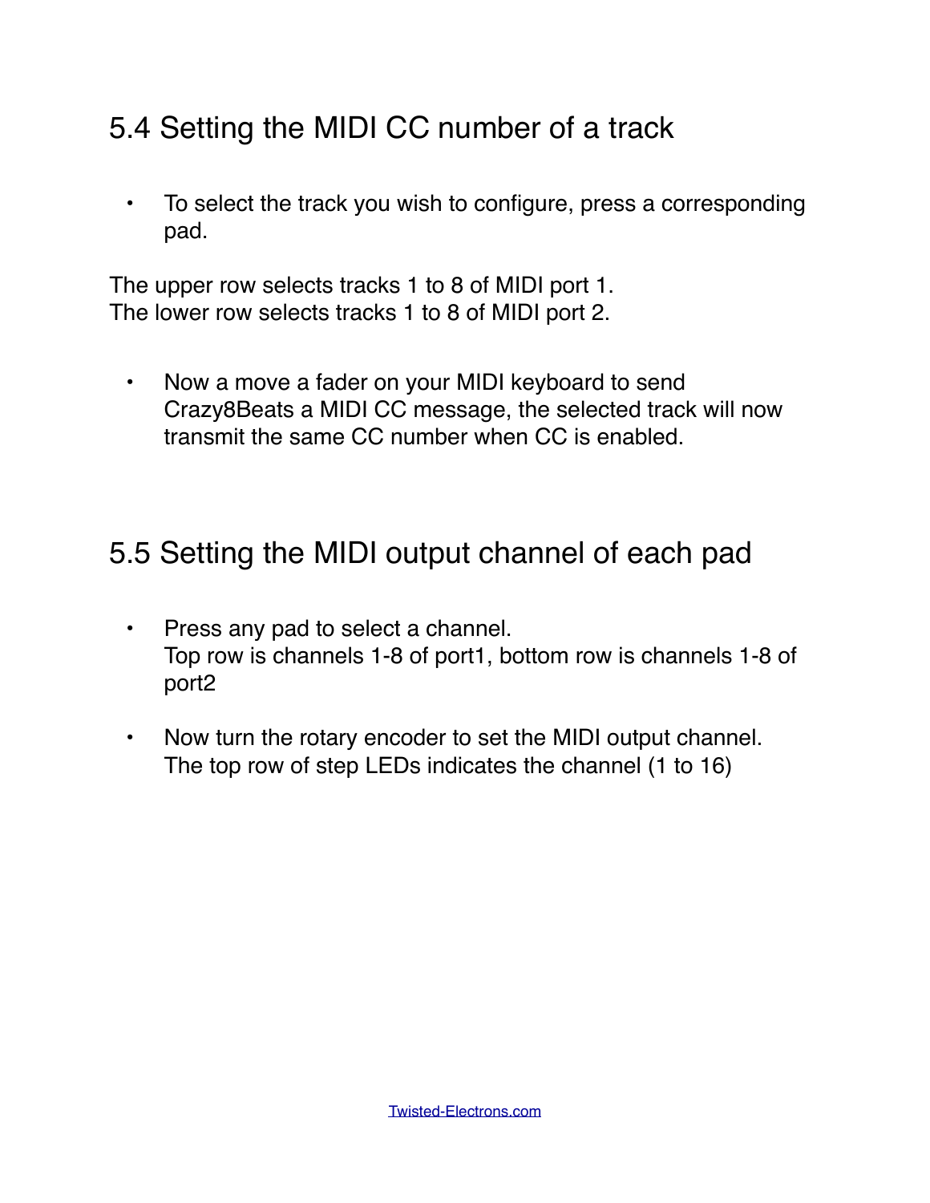## 5.4 Setting the MIDI CC number of a track

- To select the track you wish to configure, press a corresponding pad.

The upper row selects tracks 1 to 8 of MIDI port 1.
The lower row selects tracks 1 to 8 of MIDI port 2.

- Now a move a fader on your MIDI keyboard to send Crazy8Beats a MIDI CC message, the selected track will now transmit the same CC number when CC is enabled.

## 5.5 Setting the MIDI output channel of each pad

- Press any pad to select a channel.
  Top row is channels 1-8 of port1, bottom row is channels 1-8 of port2

- Now turn the rotary encoder to set the MIDI output channel.
  The top row of step LEDs indicates the channel (1 to 16)

Twisted-Electrons.com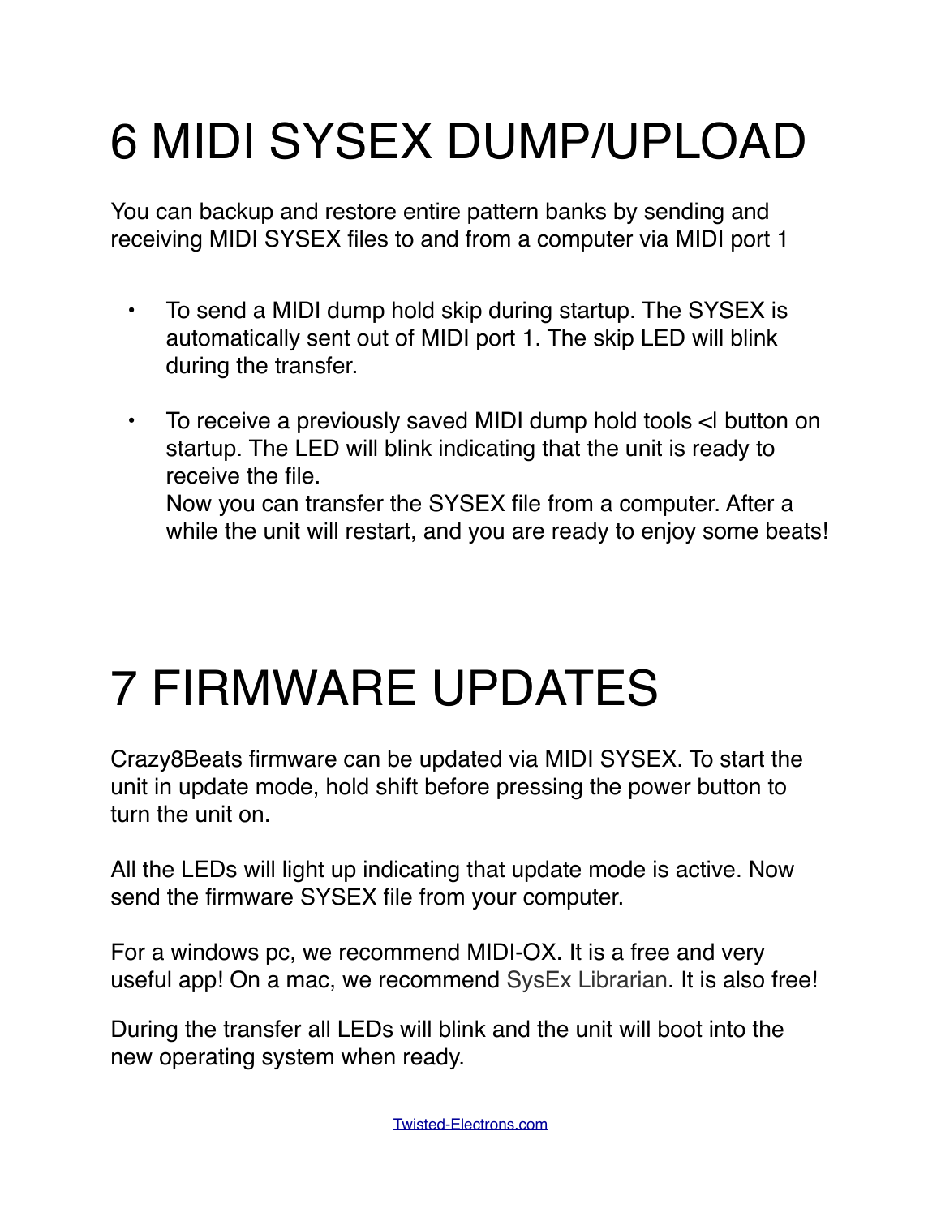# 6 MIDI SYSEX DUMP/UPLOAD

You can backup and restore entire pattern banks by sending and receiving MIDI SYSEX files to and from a computer via MIDI port 1

- To send a MIDI dump hold skip during startup. The SYSEX is automatically sent out of MIDI port 1. The skip LED will blink during the transfer.

- To receive a previously saved MIDI dump hold tools <l button on startup. The LED will blink indicating that the unit is ready to receive the file.
  Now you can transfer the SYSEX file from a computer. After a while the unit will restart, and you are ready to enjoy some beats!

# 7 FIRMWARE UPDATES

Crazy8Beats firmware can be updated via MIDI SYSEX. To start the unit in update mode, hold shift before pressing the power button to turn the unit on.

All the LEDs will light up indicating that update mode is active. Now send the firmware SYSEX file from your computer.

For a windows pc, we recommend MIDI-OX. It is a free and very useful app! On a mac, we recommend SysEx Librarian. It is also free!

During the transfer all LEDs will blink and the unit will boot into the new operating system when ready.

Twisted-Electrons.com